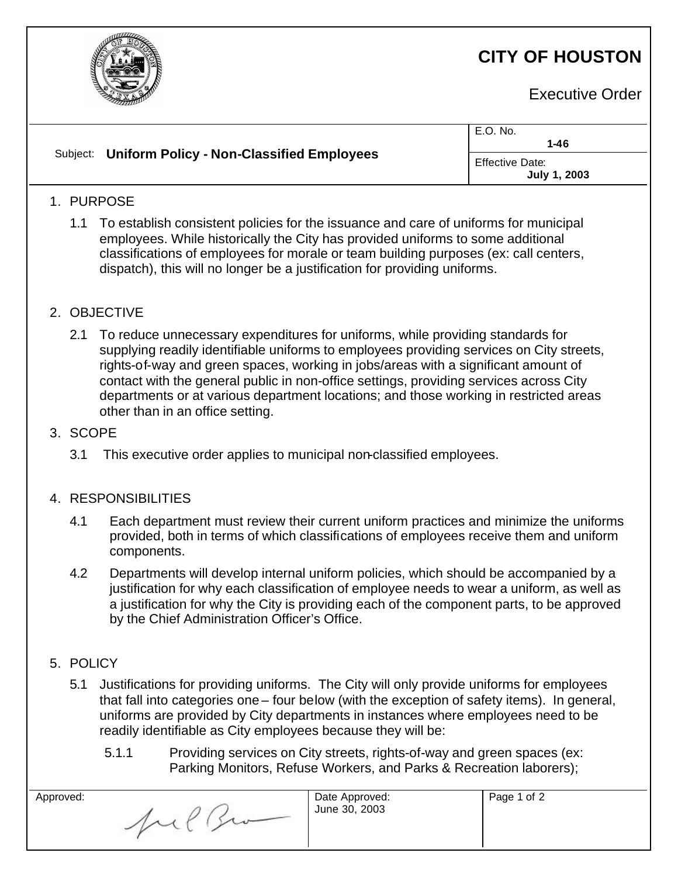# CITY OF HOUSTON

Executive Order

| Subject: **Uniform Policy - Non-Classified Employees** | E.O. No. **1-46** |
|---|---|
| | Effective Date: **July 1, 2003** |

## 1. PURPOSE

1.1 To establish consistent policies for the issuance and care of uniforms for municipal employees. While historically the City has provided uniforms to some additional classifications of employees for morale or team building purposes (ex: call centers, dispatch), this will no longer be a justification for providing uniforms.

## 2. OBJECTIVE

2.1 To reduce unnecessary expenditures for uniforms, while providing standards for supplying readily identifiable uniforms to employees providing services on City streets, rights-of-way and green spaces, working in jobs/areas with a significant amount of contact with the general public in non-office settings, providing services across City departments or at various department locations; and those working in restricted areas other than in an office setting.

## 3. SCOPE

3.1 This executive order applies to municipal non-classified employees.

## 4. RESPONSIBILITIES

4.1 Each department must review their current uniform practices and minimize the uniforms provided, both in terms of which classifications of employees receive them and uniform components.

4.2 Departments will develop internal uniform policies, which should be accompanied by a justification for why each classification of employee needs to wear a uniform, as well as a justification for why the City is providing each of the component parts, to be approved by the Chief Administration Officer's Office.

## 5. POLICY

5.1 Justifications for providing uniforms. The City will only provide uniforms for employees that fall into categories one – four below (with the exception of safety items). In general, uniforms are provided by City departments in instances where employees need to be readily identifiable as City employees because they will be:

5.1.1 Providing services on City streets, rights-of-way and green spaces (ex: Parking Monitors, Refuse Workers, and Parks & Recreation laborers);

| Approved: | Date Approved: June 30, 2003 |
|---|---|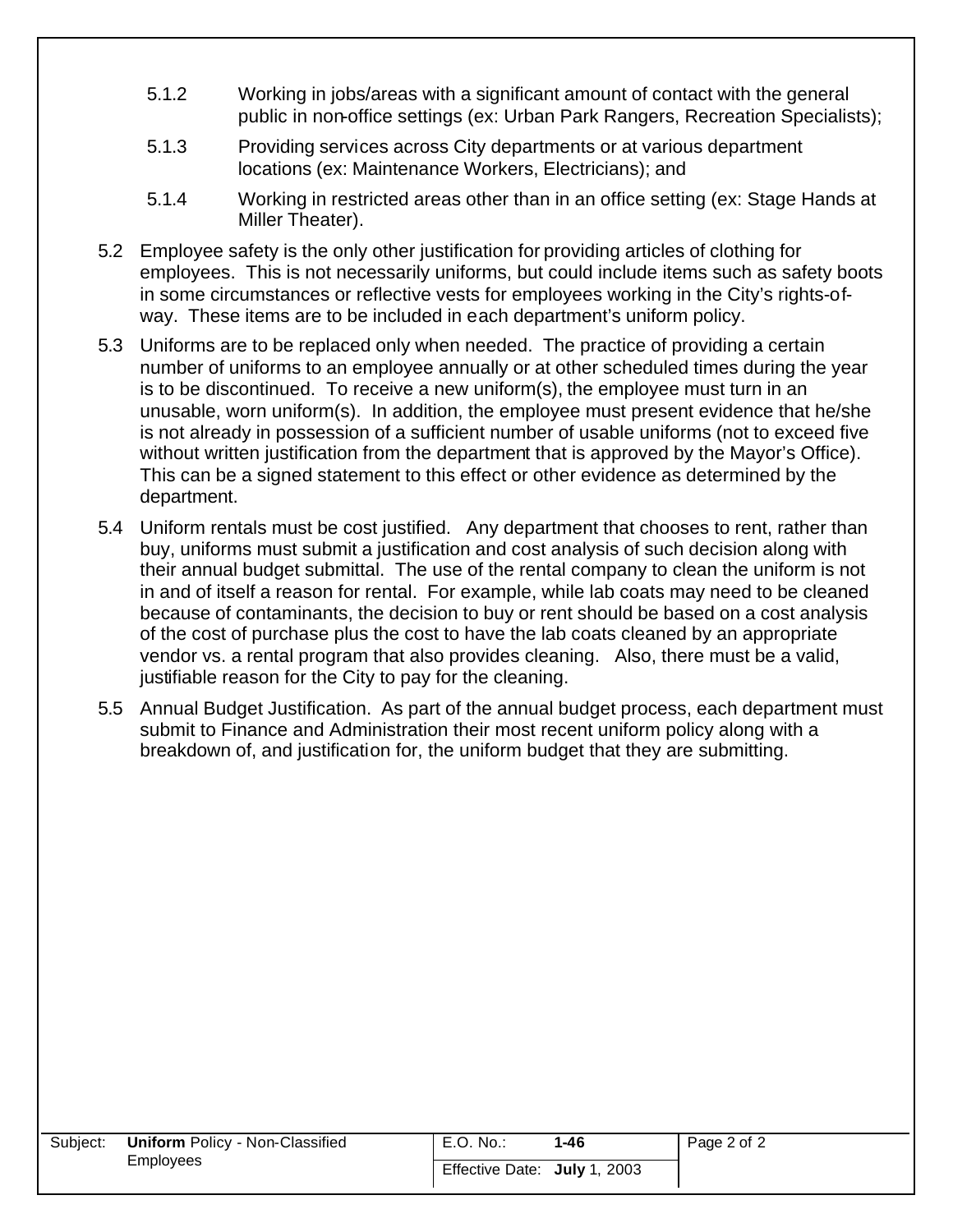5.1.2 Working in jobs/areas with a significant amount of contact with the general public in non-office settings (ex: Urban Park Rangers, Recreation Specialists);

5.1.3 Providing services across City departments or at various department locations (ex: Maintenance Workers, Electricians); and

5.1.4 Working in restricted areas other than in an office setting (ex: Stage Hands at Miller Theater).

5.2 Employee safety is the only other justification for providing articles of clothing for employees. This is not necessarily uniforms, but could include items such as safety boots in some circumstances or reflective vests for employees working in the City's rights-of-way. These items are to be included in each department's uniform policy.

5.3 Uniforms are to be replaced only when needed. The practice of providing a certain number of uniforms to an employee annually or at other scheduled times during the year is to be discontinued. To receive a new uniform(s), the employee must turn in an unusable, worn uniform(s). In addition, the employee must present evidence that he/she is not already in possession of a sufficient number of usable uniforms (not to exceed five without written justification from the department that is approved by the Mayor's Office). This can be a signed statement to this effect or other evidence as determined by the department.

5.4 Uniform rentals must be cost justified. Any department that chooses to rent, rather than buy, uniforms must submit a justification and cost analysis of such decision along with their annual budget submittal. The use of the rental company to clean the uniform is not in and of itself a reason for rental. For example, while lab coats may need to be cleaned because of contaminants, the decision to buy or rent should be based on a cost analysis of the cost of purchase plus the cost to have the lab coats cleaned by an appropriate vendor vs. a rental program that also provides cleaning. Also, there must be a valid, justifiable reason for the City to pay for the cleaning.

5.5 Annual Budget Justification. As part of the annual budget process, each department must submit to Finance and Administration their most recent uniform policy along with a breakdown of, and justification for, the uniform budget that they are submitting.